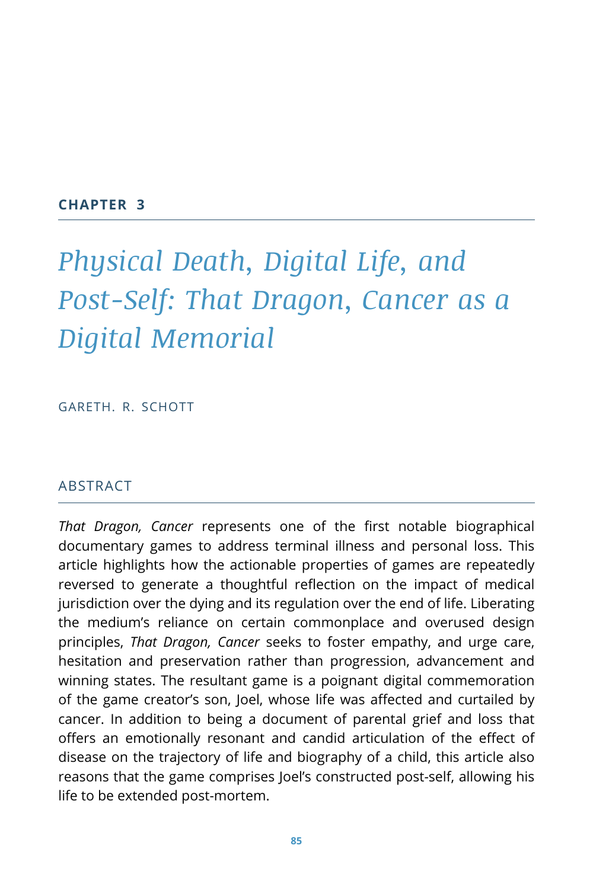## CHAPTER 3

# *Physical Death, Digital Life, and Post-Self: That Dragon, Cancer as a Digital Memorial*

GARETH. R. SCHOTT

### ABSTRACT

*That Dragon, Cancer* represents one of the first notable biographical documentary games to address terminal illness and personal loss. This article highlights how the actionable properties of games are repeatedly reversed to generate a thoughtful reflection on the impact of medical jurisdiction over the dying and its regulation over the end of life. Liberating the medium's reliance on certain commonplace and overused design principles, *That Dragon, Cancer* seeks to foster empathy, and urge care, hesitation and preservation rather than progression, advancement and winning states. The resultant game is a poignant digital commemoration of the game creator's son, Joel, whose life was affected and curtailed by cancer. In addition to being a document of parental grief and loss that offers an emotionally resonant and candid articulation of the effect of disease on the trajectory of life and biography of a child, this article also reasons that the game comprises Joel's constructed post-self, allowing his life to be extended post-mortem.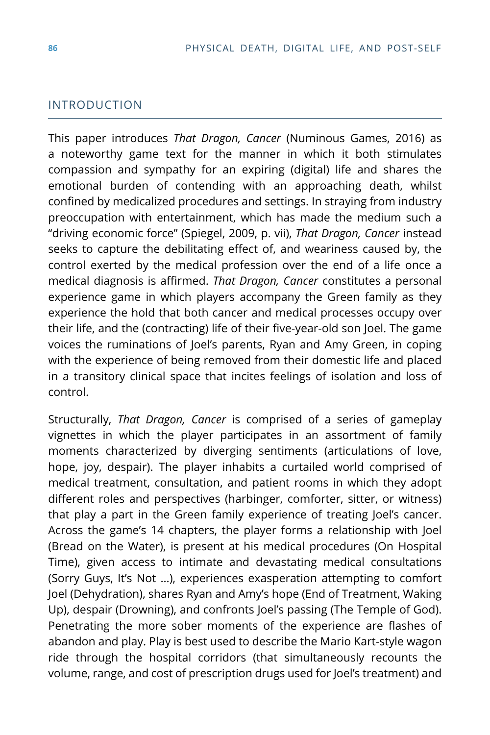## INTRODUCTION

This paper introduces *That Dragon, Cancer* (Numinous Games, 2016) as a noteworthy game text for the manner in which it both stimulates compassion and sympathy for an expiring (digital) life and shares the emotional burden of contending with an approaching death, whilst confined by medicalized procedures and settings. In straying from industry preoccupation with entertainment, which has made the medium such a "driving economic force" (Spiegel, 2009, p. vii), *That Dragon, Cancer* instead seeks to capture the debilitating effect of, and weariness caused by, the control exerted by the medical profession over the end of a life once a medical diagnosis is affirmed. *That Dragon, Cancer* constitutes a personal experience game in which players accompany the Green family as they experience the hold that both cancer and medical processes occupy over their life, and the (contracting) life of their five-year-old son Joel. The game voices the ruminations of Joel's parents, Ryan and Amy Green, in coping with the experience of being removed from their domestic life and placed in a transitory clinical space that incites feelings of isolation and loss of control.

Structurally, *That Dragon, Cancer* is comprised of a series of gameplay vignettes in which the player participates in an assortment of family moments characterized by diverging sentiments (articulations of love, hope, joy, despair). The player inhabits a curtailed world comprised of medical treatment, consultation, and patient rooms in which they adopt different roles and perspectives (harbinger, comforter, sitter, or witness) that play a part in the Green family experience of treating Joel's cancer. Across the game's 14 chapters, the player forms a relationship with Joel (Bread on the Water), is present at his medical procedures (On Hospital Time), given access to intimate and devastating medical consultations (Sorry Guys, It's Not …), experiences exasperation attempting to comfort Joel (Dehydration), shares Ryan and Amy's hope (End of Treatment, Waking Up), despair (Drowning), and confronts Joel's passing (The Temple of God). Penetrating the more sober moments of the experience are flashes of abandon and play. Play is best used to describe the Mario Kart-style wagon ride through the hospital corridors (that simultaneously recounts the volume, range, and cost of prescription drugs used for Joel's treatment) and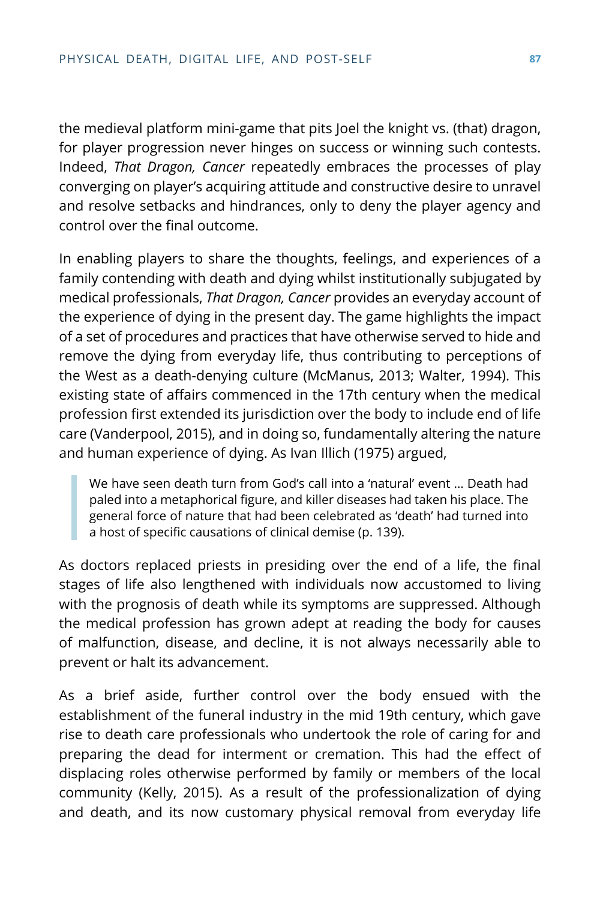the medieval platform mini-game that pits Joel the knight vs. (that) dragon, for player progression never hinges on success or winning such contests. Indeed, *That Dragon, Cancer* repeatedly embraces the processes of play converging on player's acquiring attitude and constructive desire to unravel and resolve setbacks and hindrances, only to deny the player agency and control over the final outcome.

In enabling players to share the thoughts, feelings, and experiences of a family contending with death and dying whilst institutionally subjugated by medical professionals, *That Dragon, Cancer* provides an everyday account of the experience of dying in the present day. The game highlights the impact of a set of procedures and practices that have otherwise served to hide and remove the dying from everyday life, thus contributing to perceptions of the West as a death-denying culture (McManus, 2013; Walter, 1994). This existing state of affairs commenced in the 17th century when the medical profession first extended its jurisdiction over the body to include end of life care (Vanderpool, 2015), and in doing so, fundamentally altering the nature and human experience of dying. As Ivan Illich (1975) argued,

> We have seen death turn from God's call into a 'natural' event … Death had paled into a metaphorical figure, and killer diseases had taken his place. The general force of nature that had been celebrated as 'death' had turned into a host of specific causations of clinical demise (p. 139).

As doctors replaced priests in presiding over the end of a life, the final stages of life also lengthened with individuals now accustomed to living with the prognosis of death while its symptoms are suppressed. Although the medical profession has grown adept at reading the body for causes of malfunction, disease, and decline, it is not always necessarily able to prevent or halt its advancement.

As a brief aside, further control over the body ensued with the establishment of the funeral industry in the mid 19th century, which gave rise to death care professionals who undertook the role of caring for and preparing the dead for interment or cremation. This had the effect of displacing roles otherwise performed by family or members of the local community (Kelly, 2015). As a result of the professionalization of dying and death, and its now customary physical removal from everyday life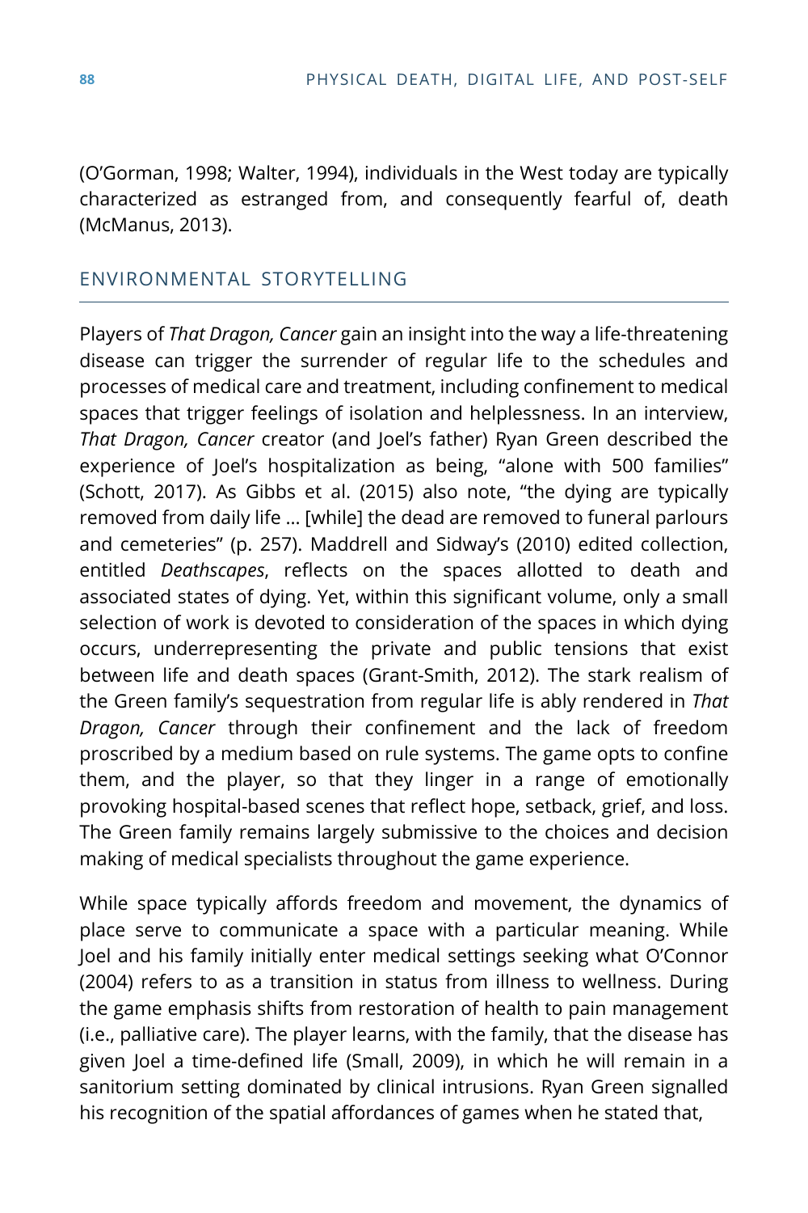(O'Gorman, 1998; Walter, 1994), individuals in the West today are typically characterized as estranged from, and consequently fearful of, death (McManus, 2013).

## ENVIRONMENTAL STORYTELLING

Players of *That Dragon, Cancer* gain an insight into the way a life-threatening disease can trigger the surrender of regular life to the schedules and processes of medical care and treatment, including confinement to medical spaces that trigger feelings of isolation and helplessness. In an interview, *That Dragon, Cancer* creator (and Joel's father) Ryan Green described the experience of Joel's hospitalization as being, "alone with 500 families" (Schott, 2017). As Gibbs et al. (2015) also note, "the dying are typically removed from daily life … [while] the dead are removed to funeral parlours and cemeteries" (p. 257). Maddrell and Sidway's (2010) edited collection, entitled *Deathscapes*, reflects on the spaces allotted to death and associated states of dying. Yet, within this significant volume, only a small selection of work is devoted to consideration of the spaces in which dying occurs, underrepresenting the private and public tensions that exist between life and death spaces (Grant-Smith, 2012). The stark realism of the Green family's sequestration from regular life is ably rendered in *That Dragon, Cancer* through their confinement and the lack of freedom proscribed by a medium based on rule systems. The game opts to confine them, and the player, so that they linger in a range of emotionally provoking hospital-based scenes that reflect hope, setback, grief, and loss. The Green family remains largely submissive to the choices and decision making of medical specialists throughout the game experience.

While space typically affords freedom and movement, the dynamics of place serve to communicate a space with a particular meaning. While Joel and his family initially enter medical settings seeking what O'Connor (2004) refers to as a transition in status from illness to wellness. During the game emphasis shifts from restoration of health to pain management (i.e., palliative care). The player learns, with the family, that the disease has given Joel a time-defined life (Small, 2009), in which he will remain in a sanitorium setting dominated by clinical intrusions. Ryan Green signalled his recognition of the spatial affordances of games when he stated that,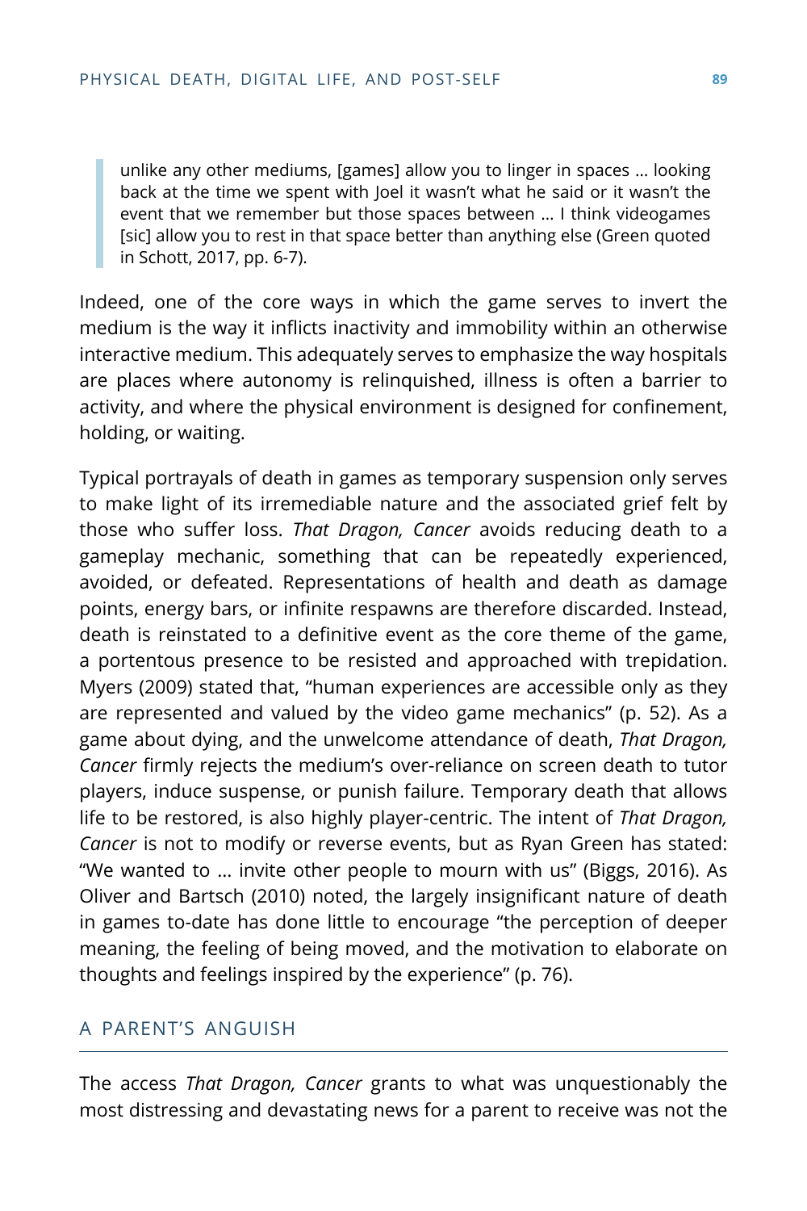> unlike any other mediums, [games] allow you to linger in spaces … looking back at the time we spent with Joel it wasn't what he said or it wasn't the event that we remember but those spaces between … I think videogames [sic] allow you to rest in that space better than anything else (Green quoted in Schott, 2017, pp. 6-7).

Indeed, one of the core ways in which the game serves to invert the medium is the way it inflicts inactivity and immobility within an otherwise interactive medium. This adequately serves to emphasize the way hospitals are places where autonomy is relinquished, illness is often a barrier to activity, and where the physical environment is designed for confinement, holding, or waiting.

Typical portrayals of death in games as temporary suspension only serves to make light of its irremediable nature and the associated grief felt by those who suffer loss. *That Dragon, Cancer* avoids reducing death to a gameplay mechanic, something that can be repeatedly experienced, avoided, or defeated. Representations of health and death as damage points, energy bars, or infinite respawns are therefore discarded. Instead, death is reinstated to a definitive event as the core theme of the game, a portentous presence to be resisted and approached with trepidation. Myers (2009) stated that, "human experiences are accessible only as they are represented and valued by the video game mechanics" (p. 52). As a game about dying, and the unwelcome attendance of death, *That Dragon, Cancer* firmly rejects the medium's over-reliance on screen death to tutor players, induce suspense, or punish failure. Temporary death that allows life to be restored, is also highly player-centric. The intent of *That Dragon, Cancer* is not to modify or reverse events, but as Ryan Green has stated: "We wanted to … invite other people to mourn with us" (Biggs, 2016). As Oliver and Bartsch (2010) noted, the largely insignificant nature of death in games to-date has done little to encourage "the perception of deeper meaning, the feeling of being moved, and the motivation to elaborate on thoughts and feelings inspired by the experience" (p. 76).

## A PARENT'S ANGUISH

The access *That Dragon, Cancer* grants to what was unquestionably the most distressing and devastating news for a parent to receive was not the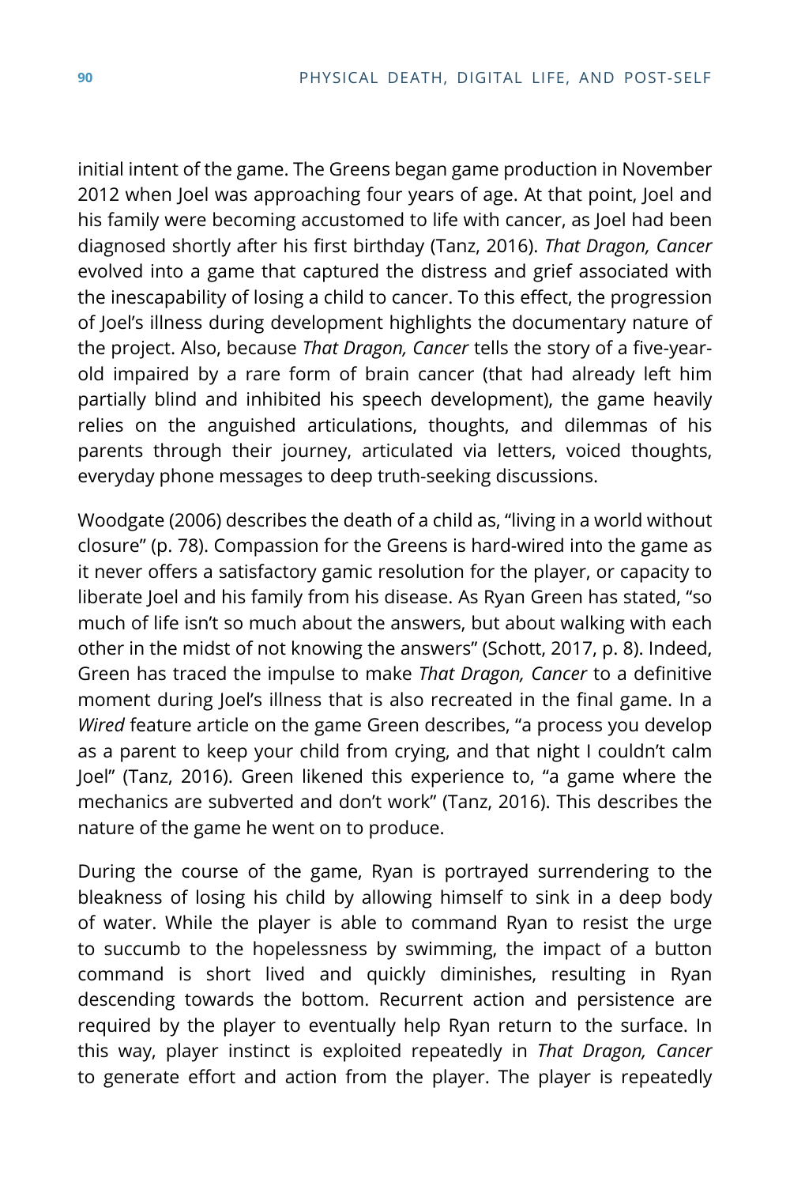initial intent of the game. The Greens began game production in November 2012 when Joel was approaching four years of age. At that point, Joel and his family were becoming accustomed to life with cancer, as Joel had been diagnosed shortly after his first birthday (Tanz, 2016). *That Dragon, Cancer* evolved into a game that captured the distress and grief associated with the inescapability of losing a child to cancer. To this effect, the progression of Joel's illness during development highlights the documentary nature of the project. Also, because *That Dragon, Cancer* tells the story of a five-year-old impaired by a rare form of brain cancer (that had already left him partially blind and inhibited his speech development), the game heavily relies on the anguished articulations, thoughts, and dilemmas of his parents through their journey, articulated via letters, voiced thoughts, everyday phone messages to deep truth-seeking discussions.

Woodgate (2006) describes the death of a child as, "living in a world without closure" (p. 78). Compassion for the Greens is hard-wired into the game as it never offers a satisfactory gamic resolution for the player, or capacity to liberate Joel and his family from his disease. As Ryan Green has stated, "so much of life isn't so much about the answers, but about walking with each other in the midst of not knowing the answers" (Schott, 2017, p. 8). Indeed, Green has traced the impulse to make *That Dragon, Cancer* to a definitive moment during Joel's illness that is also recreated in the final game. In a *Wired* feature article on the game Green describes, "a process you develop as a parent to keep your child from crying, and that night I couldn't calm Joel" (Tanz, 2016). Green likened this experience to, "a game where the mechanics are subverted and don't work" (Tanz, 2016). This describes the nature of the game he went on to produce.

During the course of the game, Ryan is portrayed surrendering to the bleakness of losing his child by allowing himself to sink in a deep body of water. While the player is able to command Ryan to resist the urge to succumb to the hopelessness by swimming, the impact of a button command is short lived and quickly diminishes, resulting in Ryan descending towards the bottom. Recurrent action and persistence are required by the player to eventually help Ryan return to the surface. In this way, player instinct is exploited repeatedly in *That Dragon, Cancer* to generate effort and action from the player. The player is repeatedly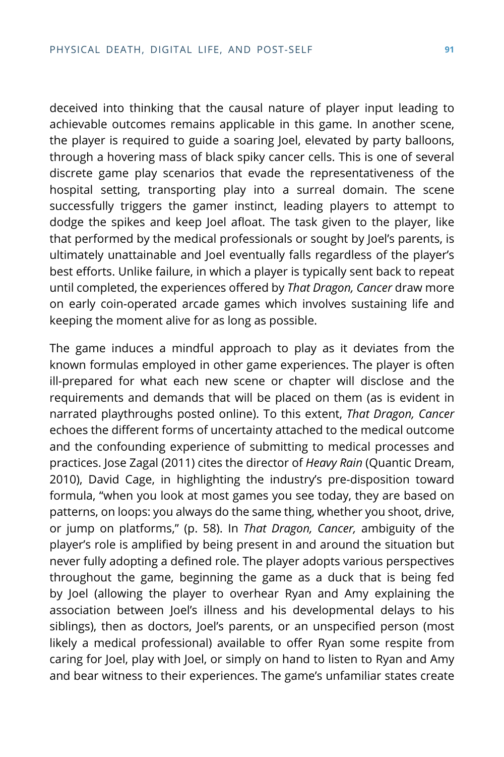deceived into thinking that the causal nature of player input leading to achievable outcomes remains applicable in this game. In another scene, the player is required to guide a soaring Joel, elevated by party balloons, through a hovering mass of black spiky cancer cells. This is one of several discrete game play scenarios that evade the representativeness of the hospital setting, transporting play into a surreal domain. The scene successfully triggers the gamer instinct, leading players to attempt to dodge the spikes and keep Joel afloat. The task given to the player, like that performed by the medical professionals or sought by Joel's parents, is ultimately unattainable and Joel eventually falls regardless of the player's best efforts. Unlike failure, in which a player is typically sent back to repeat until completed, the experiences offered by *That Dragon, Cancer* draw more on early coin-operated arcade games which involves sustaining life and keeping the moment alive for as long as possible.

The game induces a mindful approach to play as it deviates from the known formulas employed in other game experiences. The player is often ill-prepared for what each new scene or chapter will disclose and the requirements and demands that will be placed on them (as is evident in narrated playthroughs posted online). To this extent, *That Dragon, Cancer* echoes the different forms of uncertainty attached to the medical outcome and the confounding experience of submitting to medical processes and practices. Jose Zagal (2011) cites the director of *Heavy Rain* (Quantic Dream, 2010), David Cage, in highlighting the industry's pre-disposition toward formula, "when you look at most games you see today, they are based on patterns, on loops: you always do the same thing, whether you shoot, drive, or jump on platforms," (p. 58). In *That Dragon, Cancer,* ambiguity of the player's role is amplified by being present in and around the situation but never fully adopting a defined role. The player adopts various perspectives throughout the game, beginning the game as a duck that is being fed by Joel (allowing the player to overhear Ryan and Amy explaining the association between Joel's illness and his developmental delays to his siblings), then as doctors, Joel's parents, or an unspecified person (most likely a medical professional) available to offer Ryan some respite from caring for Joel, play with Joel, or simply on hand to listen to Ryan and Amy and bear witness to their experiences. The game's unfamiliar states create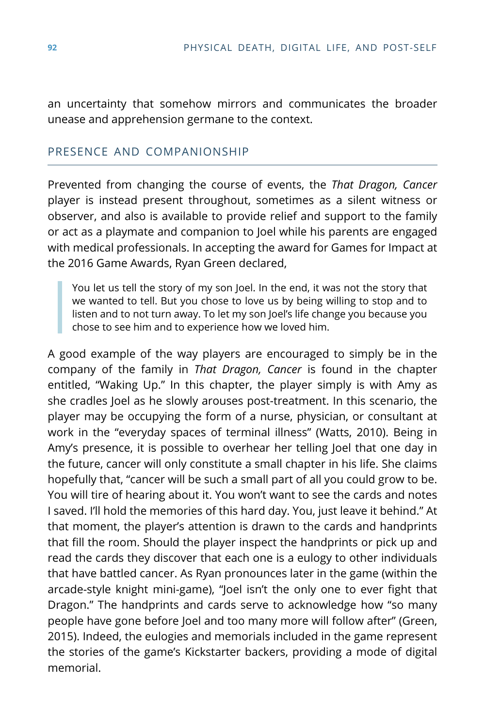an uncertainty that somehow mirrors and communicates the broader unease and apprehension germane to the context.

## PRESENCE AND COMPANIONSHIP

Prevented from changing the course of events, the *That Dragon, Cancer* player is instead present throughout, sometimes as a silent witness or observer, and also is available to provide relief and support to the family or act as a playmate and companion to Joel while his parents are engaged with medical professionals. In accepting the award for Games for Impact at the 2016 Game Awards, Ryan Green declared,

> You let us tell the story of my son Joel. In the end, it was not the story that we wanted to tell. But you chose to love us by being willing to stop and to listen and to not turn away. To let my son Joel's life change you because you chose to see him and to experience how we loved him.

A good example of the way players are encouraged to simply be in the company of the family in *That Dragon, Cancer* is found in the chapter entitled, "Waking Up." In this chapter, the player simply is with Amy as she cradles Joel as he slowly arouses post-treatment. In this scenario, the player may be occupying the form of a nurse, physician, or consultant at work in the "everyday spaces of terminal illness" (Watts, 2010). Being in Amy's presence, it is possible to overhear her telling Joel that one day in the future, cancer will only constitute a small chapter in his life. She claims hopefully that, "cancer will be such a small part of all you could grow to be. You will tire of hearing about it. You won't want to see the cards and notes I saved. I'll hold the memories of this hard day. You, just leave it behind." At that moment, the player's attention is drawn to the cards and handprints that fill the room. Should the player inspect the handprints or pick up and read the cards they discover that each one is a eulogy to other individuals that have battled cancer. As Ryan pronounces later in the game (within the arcade-style knight mini-game), "Joel isn't the only one to ever fight that Dragon." The handprints and cards serve to acknowledge how "so many people have gone before Joel and too many more will follow after" (Green, 2015). Indeed, the eulogies and memorials included in the game represent the stories of the game's Kickstarter backers, providing a mode of digital memorial.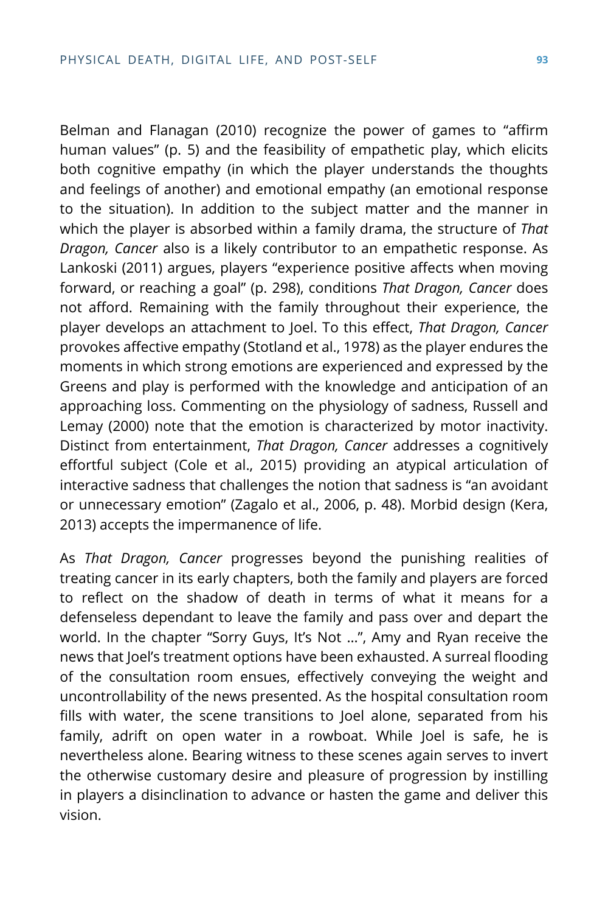Belman and Flanagan (2010) recognize the power of games to “affirm human values” (p. 5) and the feasibility of empathetic play, which elicits both cognitive empathy (in which the player understands the thoughts and feelings of another) and emotional empathy (an emotional response to the situation). In addition to the subject matter and the manner in which the player is absorbed within a family drama, the structure of *That Dragon, Cancer* also is a likely contributor to an empathetic response. As Lankoski (2011) argues, players “experience positive affects when moving forward, or reaching a goal” (p. 298), conditions *That Dragon, Cancer* does not afford. Remaining with the family throughout their experience, the player develops an attachment to Joel. To this effect, *That Dragon, Cancer* provokes affective empathy (Stotland et al., 1978) as the player endures the moments in which strong emotions are experienced and expressed by the Greens and play is performed with the knowledge and anticipation of an approaching loss. Commenting on the physiology of sadness, Russell and Lemay (2000) note that the emotion is characterized by motor inactivity. Distinct from entertainment, *That Dragon, Cancer* addresses a cognitively effortful subject (Cole et al., 2015) providing an atypical articulation of interactive sadness that challenges the notion that sadness is “an avoidant or unnecessary emotion” (Zagalo et al., 2006, p. 48). Morbid design (Kera, 2013) accepts the impermanence of life.

As *That Dragon, Cancer* progresses beyond the punishing realities of treating cancer in its early chapters, both the family and players are forced to reflect on the shadow of death in terms of what it means for a defenseless dependant to leave the family and pass over and depart the world. In the chapter “Sorry Guys, It’s Not …”, Amy and Ryan receive the news that Joel’s treatment options have been exhausted. A surreal flooding of the consultation room ensues, effectively conveying the weight and uncontrollability of the news presented. As the hospital consultation room fills with water, the scene transitions to Joel alone, separated from his family, adrift on open water in a rowboat. While Joel is safe, he is nevertheless alone. Bearing witness to these scenes again serves to invert the otherwise customary desire and pleasure of progression by instilling in players a disinclination to advance or hasten the game and deliver this vision.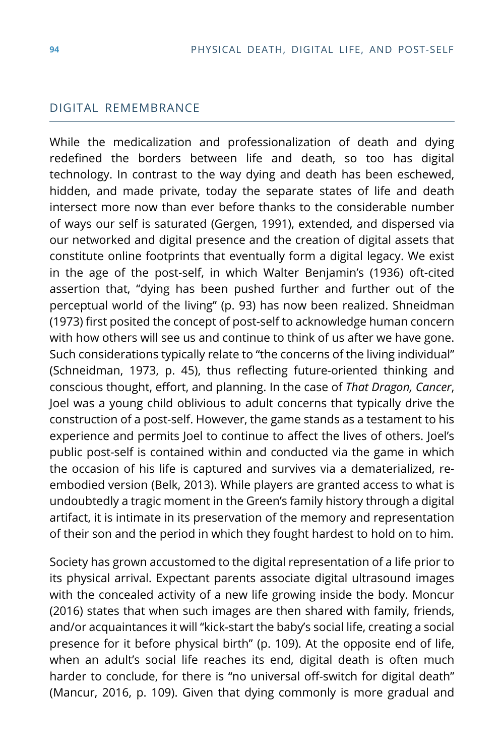## DIGITAL REMEMBRANCE

While the medicalization and professionalization of death and dying redefined the borders between life and death, so too has digital technology. In contrast to the way dying and death has been eschewed, hidden, and made private, today the separate states of life and death intersect more now than ever before thanks to the considerable number of ways our self is saturated (Gergen, 1991), extended, and dispersed via our networked and digital presence and the creation of digital assets that constitute online footprints that eventually form a digital legacy. We exist in the age of the post-self, in which Walter Benjamin's (1936) oft-cited assertion that, "dying has been pushed further and further out of the perceptual world of the living" (p. 93) has now been realized. Shneidman (1973) first posited the concept of post-self to acknowledge human concern with how others will see us and continue to think of us after we have gone. Such considerations typically relate to "the concerns of the living individual" (Schneidman, 1973, p. 45), thus reflecting future-oriented thinking and conscious thought, effort, and planning. In the case of *That Dragon, Cancer*, Joel was a young child oblivious to adult concerns that typically drive the construction of a post-self. However, the game stands as a testament to his experience and permits Joel to continue to affect the lives of others. Joel's public post-self is contained within and conducted via the game in which the occasion of his life is captured and survives via a dematerialized, re-embodied version (Belk, 2013). While players are granted access to what is undoubtedly a tragic moment in the Green's family history through a digital artifact, it is intimate in its preservation of the memory and representation of their son and the period in which they fought hardest to hold on to him.

Society has grown accustomed to the digital representation of a life prior to its physical arrival. Expectant parents associate digital ultrasound images with the concealed activity of a new life growing inside the body. Moncur (2016) states that when such images are then shared with family, friends, and/or acquaintances it will "kick-start the baby's social life, creating a social presence for it before physical birth" (p. 109). At the opposite end of life, when an adult's social life reaches its end, digital death is often much harder to conclude, for there is "no universal off-switch for digital death" (Mancur, 2016, p. 109). Given that dying commonly is more gradual and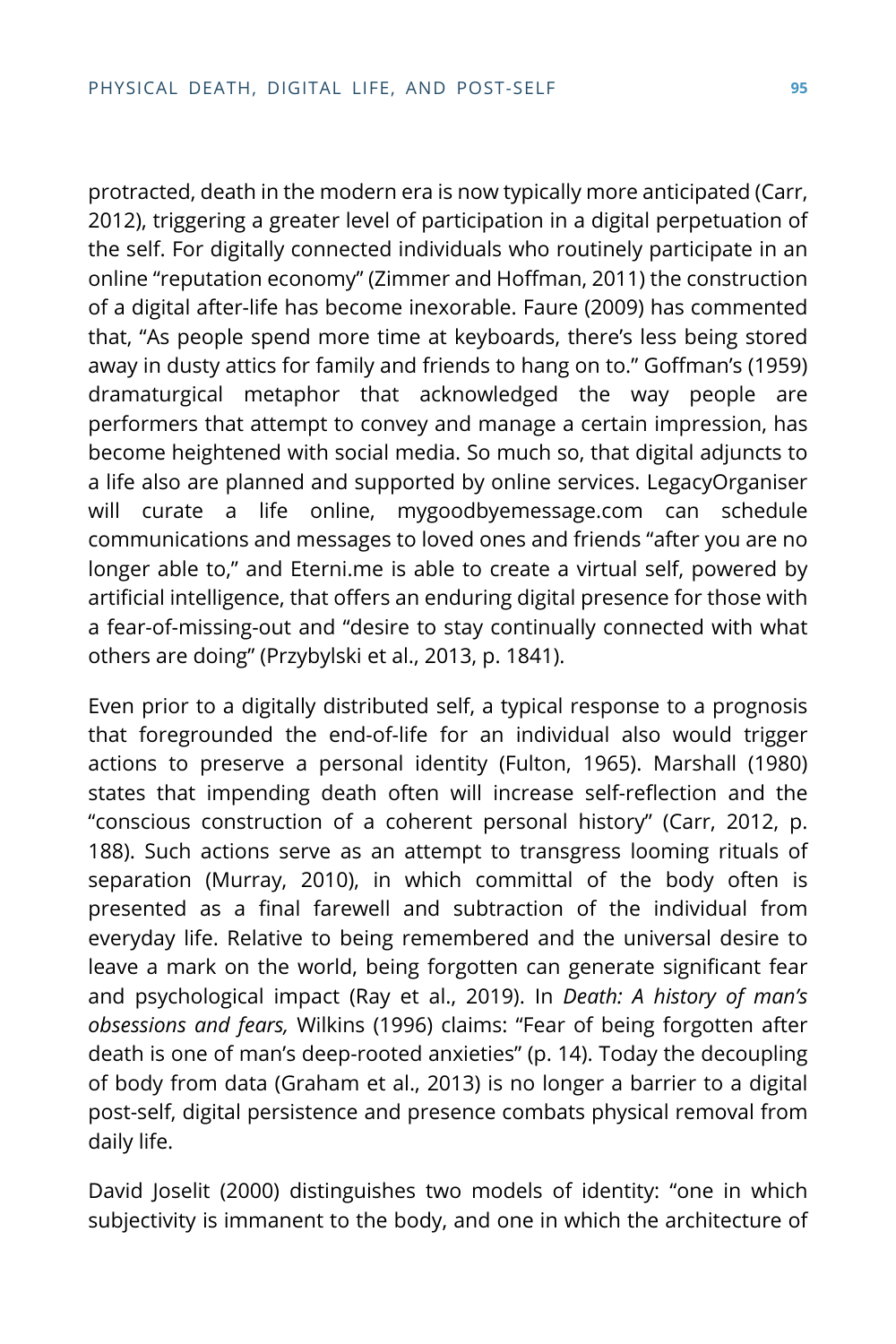protracted, death in the modern era is now typically more anticipated (Carr, 2012), triggering a greater level of participation in a digital perpetuation of the self. For digitally connected individuals who routinely participate in an online "reputation economy" (Zimmer and Hoffman, 2011) the construction of a digital after-life has become inexorable. Faure (2009) has commented that, "As people spend more time at keyboards, there's less being stored away in dusty attics for family and friends to hang on to." Goffman's (1959) dramaturgical metaphor that acknowledged the way people are performers that attempt to convey and manage a certain impression, has become heightened with social media. So much so, that digital adjuncts to a life also are planned and supported by online services. LegacyOrganiser will curate a life online, mygoodbyemessage.com can schedule communications and messages to loved ones and friends "after you are no longer able to," and Eterni.me is able to create a virtual self, powered by artificial intelligence, that offers an enduring digital presence for those with a fear-of-missing-out and "desire to stay continually connected with what others are doing" (Przybylski et al., 2013, p. 1841).

Even prior to a digitally distributed self, a typical response to a prognosis that foregrounded the end-of-life for an individual also would trigger actions to preserve a personal identity (Fulton, 1965). Marshall (1980) states that impending death often will increase self-reflection and the "conscious construction of a coherent personal history" (Carr, 2012, p. 188). Such actions serve as an attempt to transgress looming rituals of separation (Murray, 2010), in which committal of the body often is presented as a final farewell and subtraction of the individual from everyday life. Relative to being remembered and the universal desire to leave a mark on the world, being forgotten can generate significant fear and psychological impact (Ray et al., 2019). In *Death: A history of man's obsessions and fears,* Wilkins (1996) claims: "Fear of being forgotten after death is one of man's deep-rooted anxieties" (p. 14). Today the decoupling of body from data (Graham et al., 2013) is no longer a barrier to a digital post-self, digital persistence and presence combats physical removal from daily life.

David Joselit (2000) distinguishes two models of identity: "one in which subjectivity is immanent to the body, and one in which the architecture of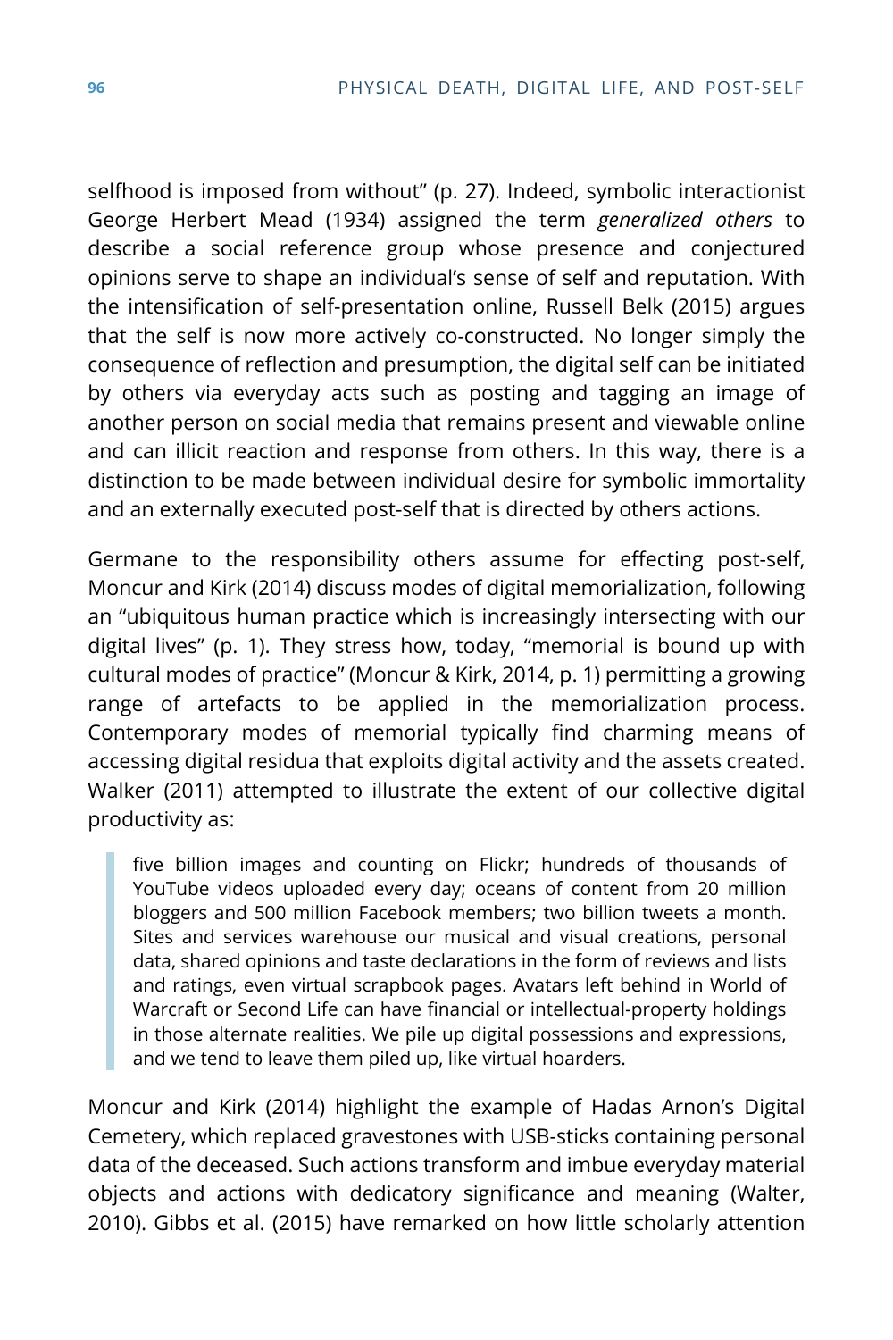selfhood is imposed from without" (p. 27). Indeed, symbolic interactionist George Herbert Mead (1934) assigned the term *generalized others* to describe a social reference group whose presence and conjectured opinions serve to shape an individual's sense of self and reputation. With the intensification of self-presentation online, Russell Belk (2015) argues that the self is now more actively co-constructed. No longer simply the consequence of reflection and presumption, the digital self can be initiated by others via everyday acts such as posting and tagging an image of another person on social media that remains present and viewable online and can illicit reaction and response from others. In this way, there is a distinction to be made between individual desire for symbolic immortality and an externally executed post-self that is directed by others actions.

Germane to the responsibility others assume for effecting post-self, Moncur and Kirk (2014) discuss modes of digital memorialization, following an "ubiquitous human practice which is increasingly intersecting with our digital lives" (p. 1). They stress how, today, "memorial is bound up with cultural modes of practice" (Moncur & Kirk, 2014, p. 1) permitting a growing range of artefacts to be applied in the memorialization process. Contemporary modes of memorial typically find charming means of accessing digital residua that exploits digital activity and the assets created. Walker (2011) attempted to illustrate the extent of our collective digital productivity as:

> five billion images and counting on Flickr; hundreds of thousands of YouTube videos uploaded every day; oceans of content from 20 million bloggers and 500 million Facebook members; two billion tweets a month. Sites and services warehouse our musical and visual creations, personal data, shared opinions and taste declarations in the form of reviews and lists and ratings, even virtual scrapbook pages. Avatars left behind in World of Warcraft or Second Life can have financial or intellectual-property holdings in those alternate realities. We pile up digital possessions and expressions, and we tend to leave them piled up, like virtual hoarders.

Moncur and Kirk (2014) highlight the example of Hadas Arnon's Digital Cemetery, which replaced gravestones with USB-sticks containing personal data of the deceased. Such actions transform and imbue everyday material objects and actions with dedicatory significance and meaning (Walter, 2010). Gibbs et al. (2015) have remarked on how little scholarly attention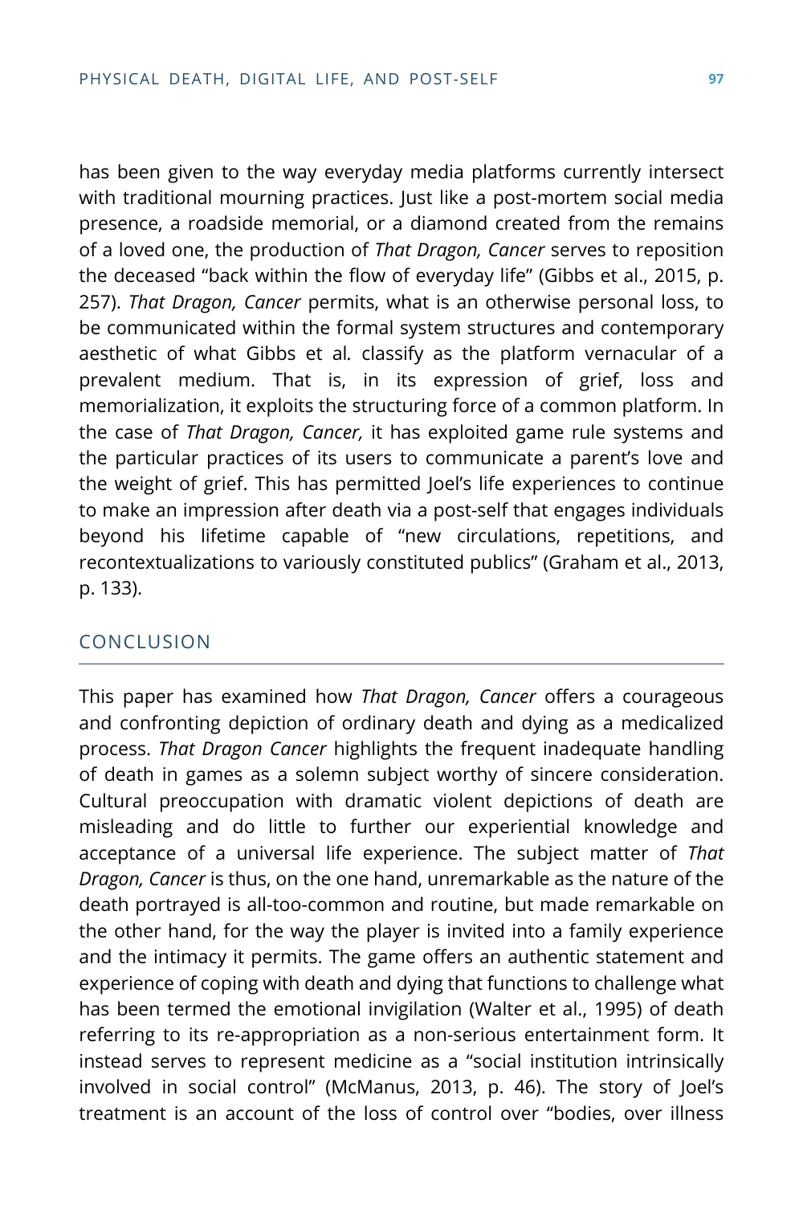has been given to the way everyday media platforms currently intersect with traditional mourning practices. Just like a post-mortem social media presence, a roadside memorial, or a diamond created from the remains of a loved one, the production of *That Dragon, Cancer* serves to reposition the deceased "back within the flow of everyday life" (Gibbs et al., 2015, p. 257). *That Dragon, Cancer* permits, what is an otherwise personal loss, to be communicated within the formal system structures and contemporary aesthetic of what Gibbs et al*.* classify as the platform vernacular of a prevalent medium. That is, in its expression of grief, loss and memorialization, it exploits the structuring force of a common platform. In the case of *That Dragon, Cancer,* it has exploited game rule systems and the particular practices of its users to communicate a parent's love and the weight of grief. This has permitted Joel's life experiences to continue to make an impression after death via a post-self that engages individuals beyond his lifetime capable of "new circulations, repetitions, and recontextualizations to variously constituted publics" (Graham et al., 2013, p. 133).

## CONCLUSION

This paper has examined how *That Dragon, Cancer* offers a courageous and confronting depiction of ordinary death and dying as a medicalized process. *That Dragon Cancer* highlights the frequent inadequate handling of death in games as a solemn subject worthy of sincere consideration. Cultural preoccupation with dramatic violent depictions of death are misleading and do little to further our experiential knowledge and acceptance of a universal life experience. The subject matter of *That Dragon, Cancer* is thus, on the one hand, unremarkable as the nature of the death portrayed is all-too-common and routine, but made remarkable on the other hand, for the way the player is invited into a family experience and the intimacy it permits. The game offers an authentic statement and experience of coping with death and dying that functions to challenge what has been termed the emotional invigilation (Walter et al., 1995) of death referring to its re-appropriation as a non-serious entertainment form. It instead serves to represent medicine as a "social institution intrinsically involved in social control" (McManus, 2013, p. 46). The story of Joel's treatment is an account of the loss of control over "bodies, over illness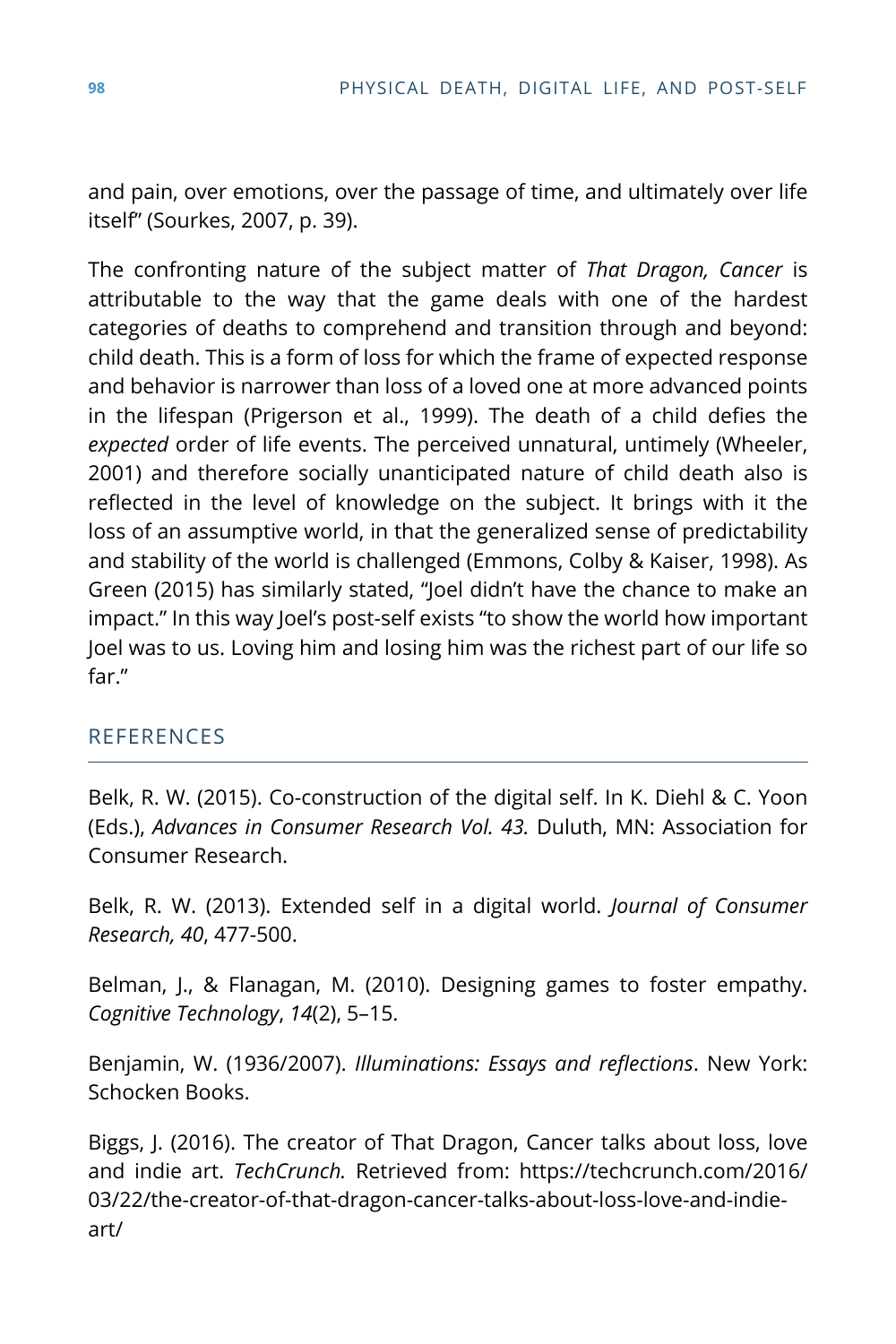and pain, over emotions, over the passage of time, and ultimately over life itself" (Sourkes, 2007, p. 39).

The confronting nature of the subject matter of *That Dragon, Cancer* is attributable to the way that the game deals with one of the hardest categories of deaths to comprehend and transition through and beyond: child death. This is a form of loss for which the frame of expected response and behavior is narrower than loss of a loved one at more advanced points in the lifespan (Prigerson et al., 1999). The death of a child defies the *expected* order of life events. The perceived unnatural, untimely (Wheeler, 2001) and therefore socially unanticipated nature of child death also is reflected in the level of knowledge on the subject. It brings with it the loss of an assumptive world, in that the generalized sense of predictability and stability of the world is challenged (Emmons, Colby & Kaiser, 1998). As Green (2015) has similarly stated, "Joel didn't have the chance to make an impact." In this way Joel's post-self exists "to show the world how important Joel was to us. Loving him and losing him was the richest part of our life so far."

## REFERENCES

Belk, R. W. (2015). Co-construction of the digital self. In K. Diehl & C. Yoon (Eds.), *Advances in Consumer Research Vol. 43.* Duluth, MN: Association for Consumer Research.

Belk, R. W. (2013). Extended self in a digital world. *Journal of Consumer Research, 40*, 477-500.

Belman, J., & Flanagan, M. (2010). Designing games to foster empathy. *Cognitive Technology*, *14*(2), 5–15.

Benjamin, W. (1936/2007). *Illuminations: Essays and reflections*. New York: Schocken Books.

Biggs, J. (2016). The creator of That Dragon, Cancer talks about loss, love and indie art. *TechCrunch.* Retrieved from: https://techcrunch.com/2016/03/22/the-creator-of-that-dragon-cancer-talks-about-loss-love-and-indie-art/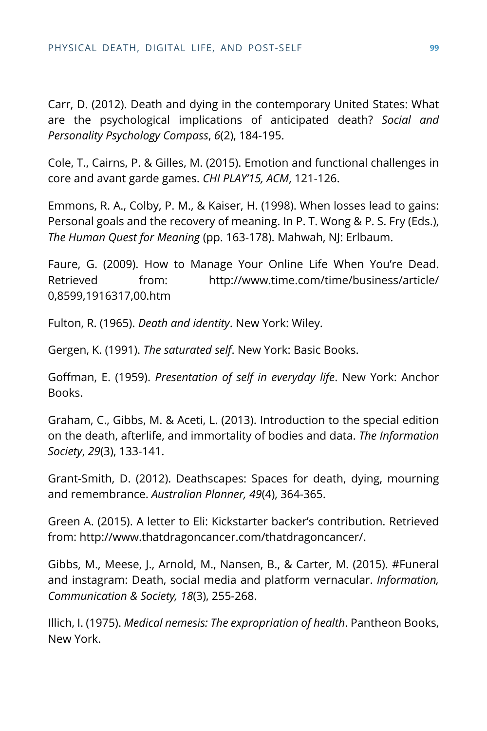Carr, D. (2012). Death and dying in the contemporary United States: What are the psychological implications of anticipated death? *Social and Personality Psychology Compass*, *6*(2), 184-195.

Cole, T., Cairns, P. & Gilles, M. (2015). Emotion and functional challenges in core and avant garde games. *CHI PLAY'15, ACM*, 121-126.

Emmons, R. A., Colby, P. M., & Kaiser, H. (1998). When losses lead to gains: Personal goals and the recovery of meaning. In P. T. Wong & P. S. Fry (Eds.), *The Human Quest for Meaning* (pp. 163-178). Mahwah, NJ: Erlbaum.

Faure, G. (2009). How to Manage Your Online Life When You're Dead. Retrieved from: http://www.time.com/time/business/article/0,8599,1916317,00.htm

Fulton, R. (1965). *Death and identity*. New York: Wiley.

Gergen, K. (1991). *The saturated self*. New York: Basic Books.

Goffman, E. (1959). *Presentation of self in everyday life*. New York: Anchor Books.

Graham, C., Gibbs, M. & Aceti, L. (2013). Introduction to the special edition on the death, afterlife, and immortality of bodies and data. *The Information Society*, *29*(3), 133-141.

Grant-Smith, D. (2012). Deathscapes: Spaces for death, dying, mourning and remembrance. *Australian Planner, 49*(4), 364-365.

Green A. (2015). A letter to Eli: Kickstarter backer's contribution. Retrieved from: http://www.thatdragoncancer.com/thatdragoncancer/.

Gibbs, M., Meese, J., Arnold, M., Nansen, B., & Carter, M. (2015). #Funeral and instagram: Death, social media and platform vernacular. *Information, Communication & Society, 18*(3), 255-268.

Illich, I. (1975). *Medical nemesis: The expropriation of health*. Pantheon Books, New York.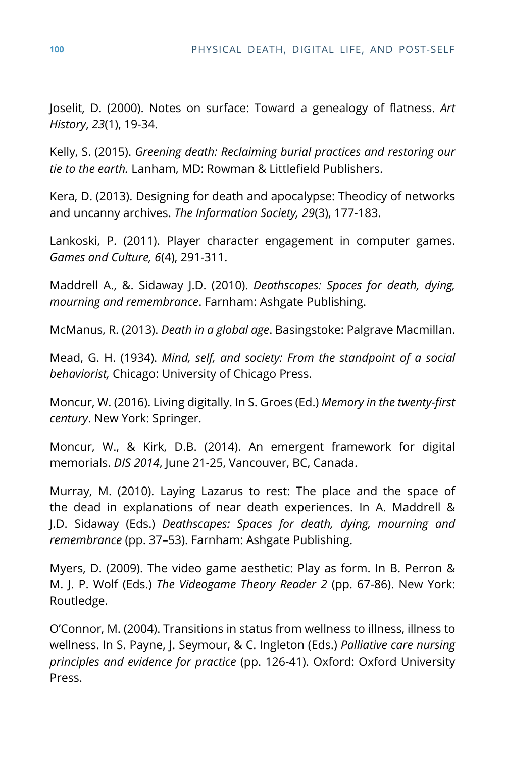Joselit, D. (2000). Notes on surface: Toward a genealogy of flatness. *Art History*, *23*(1), 19-34.

Kelly, S. (2015). *Greening death: Reclaiming burial practices and restoring our tie to the earth.* Lanham, MD: Rowman & Littlefield Publishers.

Kera, D. (2013). Designing for death and apocalypse: Theodicy of networks and uncanny archives. *The Information Society, 29*(3), 177-183.

Lankoski, P. (2011). Player character engagement in computer games. *Games and Culture, 6*(4), 291-311.

Maddrell A., &. Sidaway J.D. (2010). *Deathscapes: Spaces for death, dying, mourning and remembrance*. Farnham: Ashgate Publishing.

McManus, R. (2013). *Death in a global age*. Basingstoke: Palgrave Macmillan.

Mead, G. H. (1934). *Mind, self, and society: From the standpoint of a social behaviorist,* Chicago: University of Chicago Press.

Moncur, W. (2016). Living digitally. In S. Groes (Ed.) *Memory in the twenty-first century*. New York: Springer.

Moncur, W., & Kirk, D.B. (2014). An emergent framework for digital memorials. *DIS 2014*, June 21-25, Vancouver, BC, Canada.

Murray, M. (2010). Laying Lazarus to rest: The place and the space of the dead in explanations of near death experiences. In A. Maddrell & J.D. Sidaway (Eds.) *Deathscapes: Spaces for death, dying, mourning and remembrance* (pp. 37–53). Farnham: Ashgate Publishing.

Myers, D. (2009). The video game aesthetic: Play as form. In B. Perron & M. J. P. Wolf (Eds.) *The Videogame Theory Reader 2* (pp. 67-86). New York: Routledge.

O'Connor, M. (2004). Transitions in status from wellness to illness, illness to wellness. In S. Payne, J. Seymour, & C. Ingleton (Eds.) *Palliative care nursing principles and evidence for practice* (pp. 126-41). Oxford: Oxford University Press.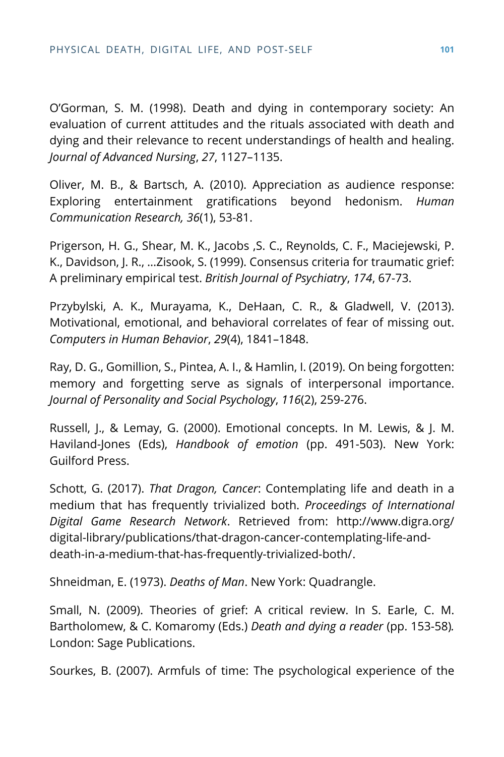O'Gorman, S. M. (1998). Death and dying in contemporary society: An evaluation of current attitudes and the rituals associated with death and dying and their relevance to recent understandings of health and healing. *Journal of Advanced Nursing*, *27*, 1127–1135.

Oliver, M. B., & Bartsch, A. (2010). Appreciation as audience response: Exploring entertainment gratifications beyond hedonism. *Human Communication Research, 36*(1), 53-81.

Prigerson, H. G., Shear, M. K., Jacobs ,S. C., Reynolds, C. F., Maciejewski, P. K., Davidson, J. R., …Zisook, S. (1999). Consensus criteria for traumatic grief: A preliminary empirical test. *British Journal of Psychiatry*, *174*, 67-73.

Przybylski, A. K., Murayama, K., DeHaan, C. R., & Gladwell, V. (2013). Motivational, emotional, and behavioral correlates of fear of missing out. *Computers in Human Behavior*, *29*(4), 1841–1848.

Ray, D. G., Gomillion, S., Pintea, A. I., & Hamlin, I. (2019). On being forgotten: memory and forgetting serve as signals of interpersonal importance. *Journal of Personality and Social Psychology*, *116*(2), 259-276.

Russell, J., & Lemay, G. (2000). Emotional concepts. In M. Lewis, & J. M. Haviland-Jones (Eds), *Handbook of emotion* (pp. 491-503). New York: Guilford Press.

Schott, G. (2017). *That Dragon, Cancer*: Contemplating life and death in a medium that has frequently trivialized both. *Proceedings of International Digital Game Research Network*. Retrieved from: http://www.digra.org/digital-library/publications/that-dragon-cancer-contemplating-life-and-death-in-a-medium-that-has-frequently-trivialized-both/.

Shneidman, E. (1973). *Deaths of Man*. New York: Quadrangle.

Small, N. (2009). Theories of grief: A critical review. In S. Earle, C. M. Bartholomew, & C. Komaromy (Eds.) *Death and dying a reader* (pp. 153-58)*.* London: Sage Publications.

Sourkes, B. (2007). Armfuls of time: The psychological experience of the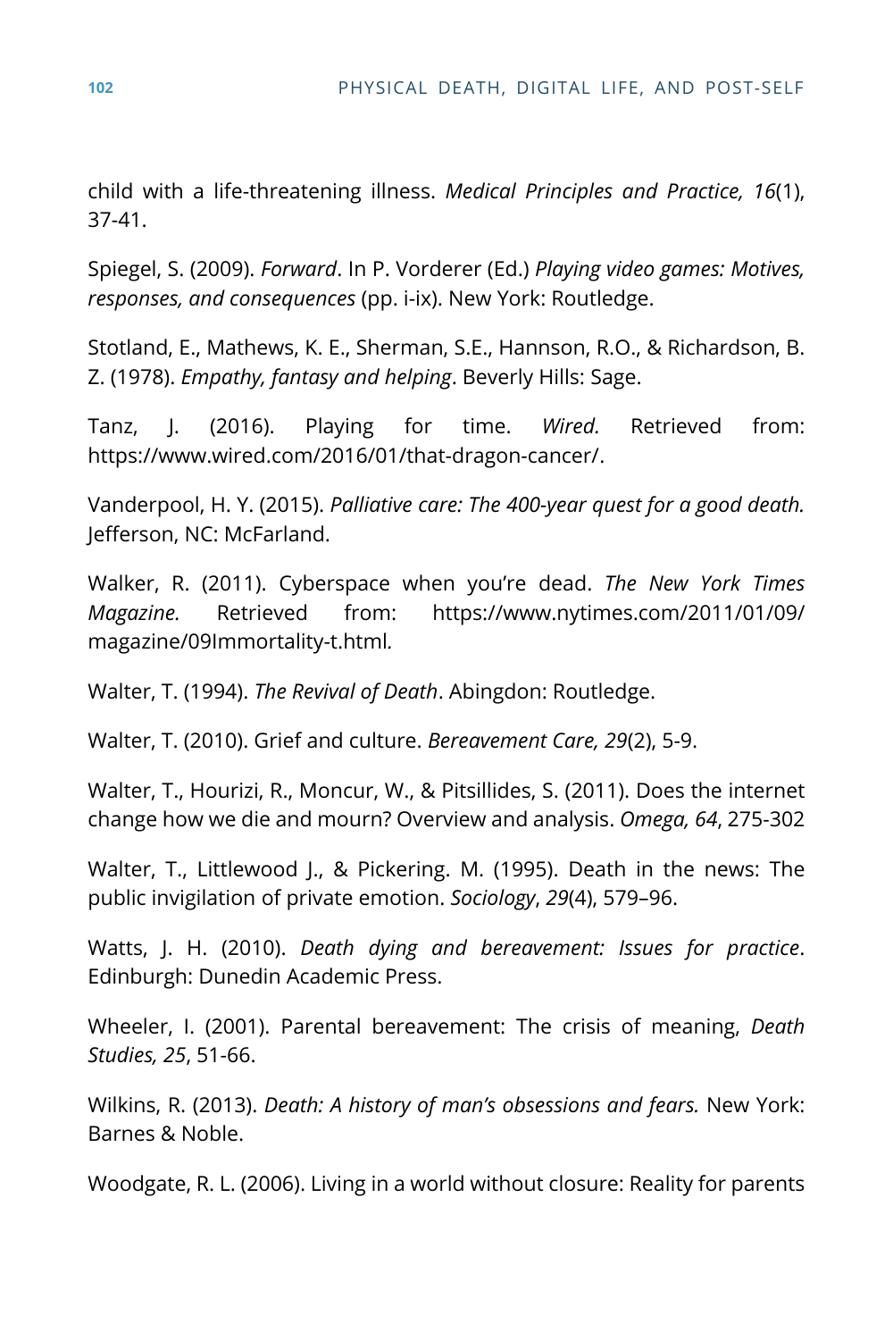child with a life-threatening illness. *Medical Principles and Practice, 16*(1), 37-41.

Spiegel, S. (2009). *Forward*. In P. Vorderer (Ed.) *Playing video games: Motives, responses, and consequences* (pp. i-ix). New York: Routledge.

Stotland, E., Mathews, K. E., Sherman, S.E., Hannson, R.O., & Richardson, B. Z. (1978). *Empathy, fantasy and helping*. Beverly Hills: Sage.

Tanz, J. (2016). Playing for time. *Wired.* Retrieved from: https://www.wired.com/2016/01/that-dragon-cancer/.

Vanderpool, H. Y. (2015). *Palliative care: The 400-year quest for a good death.* Jefferson, NC: McFarland.

Walker, R. (2011). Cyberspace when you're dead. *The New York Times Magazine.* Retrieved from: https://www.nytimes.com/2011/01/09/magazine/09Immortality-t.html.

Walter, T. (1994). *The Revival of Death*. Abingdon: Routledge.

Walter, T. (2010). Grief and culture. *Bereavement Care, 29*(2), 5-9.

Walter, T., Hourizi, R., Moncur, W., & Pitsillides, S. (2011). Does the internet change how we die and mourn? Overview and analysis. *Omega, 64*, 275-302

Walter, T., Littlewood J., & Pickering. M. (1995). Death in the news: The public invigilation of private emotion. *Sociology*, *29*(4), 579–96.

Watts, J. H. (2010). *Death dying and bereavement: Issues for practice*. Edinburgh: Dunedin Academic Press.

Wheeler, I. (2001). Parental bereavement: The crisis of meaning, *Death Studies, 25*, 51-66.

Wilkins, R. (2013). *Death: A history of man's obsessions and fears.* New York: Barnes & Noble.

Woodgate, R. L. (2006). Living in a world without closure: Reality for parents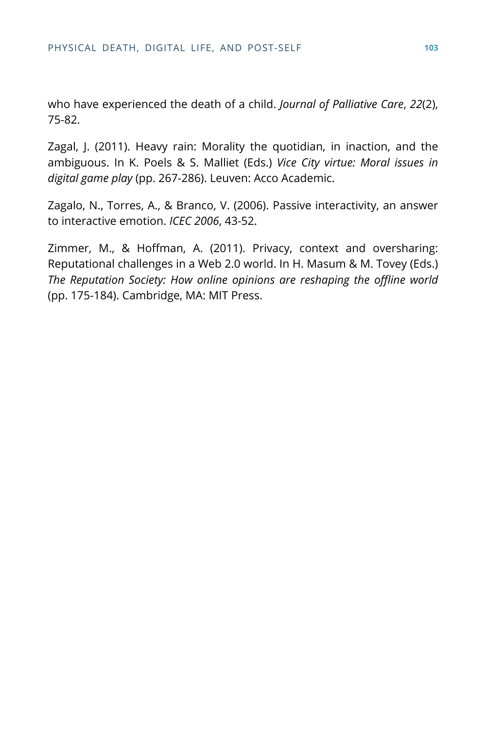who have experienced the death of a child. *Journal of Palliative Care*, *22*(2), 75-82.

Zagal, J. (2011). Heavy rain: Morality the quotidian, in inaction, and the ambiguous. In K. Poels & S. Malliet (Eds.) *Vice City virtue: Moral issues in digital game play* (pp. 267-286). Leuven: Acco Academic.

Zagalo, N., Torres, A., & Branco, V. (2006). Passive interactivity, an answer to interactive emotion. *ICEC 2006*, 43-52.

Zimmer, M., & Hoffman, A. (2011). Privacy, context and oversharing: Reputational challenges in a Web 2.0 world. In H. Masum & M. Tovey (Eds.) *The Reputation Society: How online opinions are reshaping the offline world* (pp. 175-184). Cambridge, MA: MIT Press.